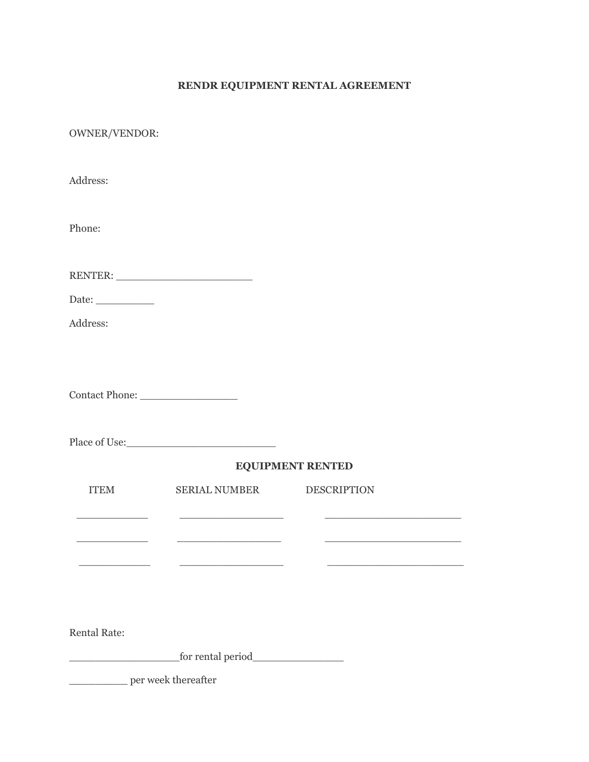## RENDR EQUIPMENT RENTAL AGREEMENT

OWNER/VENDOR:

Address:

Phone:

RENTER: ______________________

Date: __________

Address:

Contact Phone: ________________

Place of Use:________________________

### EQUIPMENT RENTED

| ITEM | SERIAL NUMBER | DESCRIPTION |
|---|---|---|
| ____________ | _________________ | ______________________ |
| ____________ | _________________ | ______________________ |
| ____________ | _________________ | ______________________ |

Rental Rate:

__________________for rental period______________

_________ per week thereafter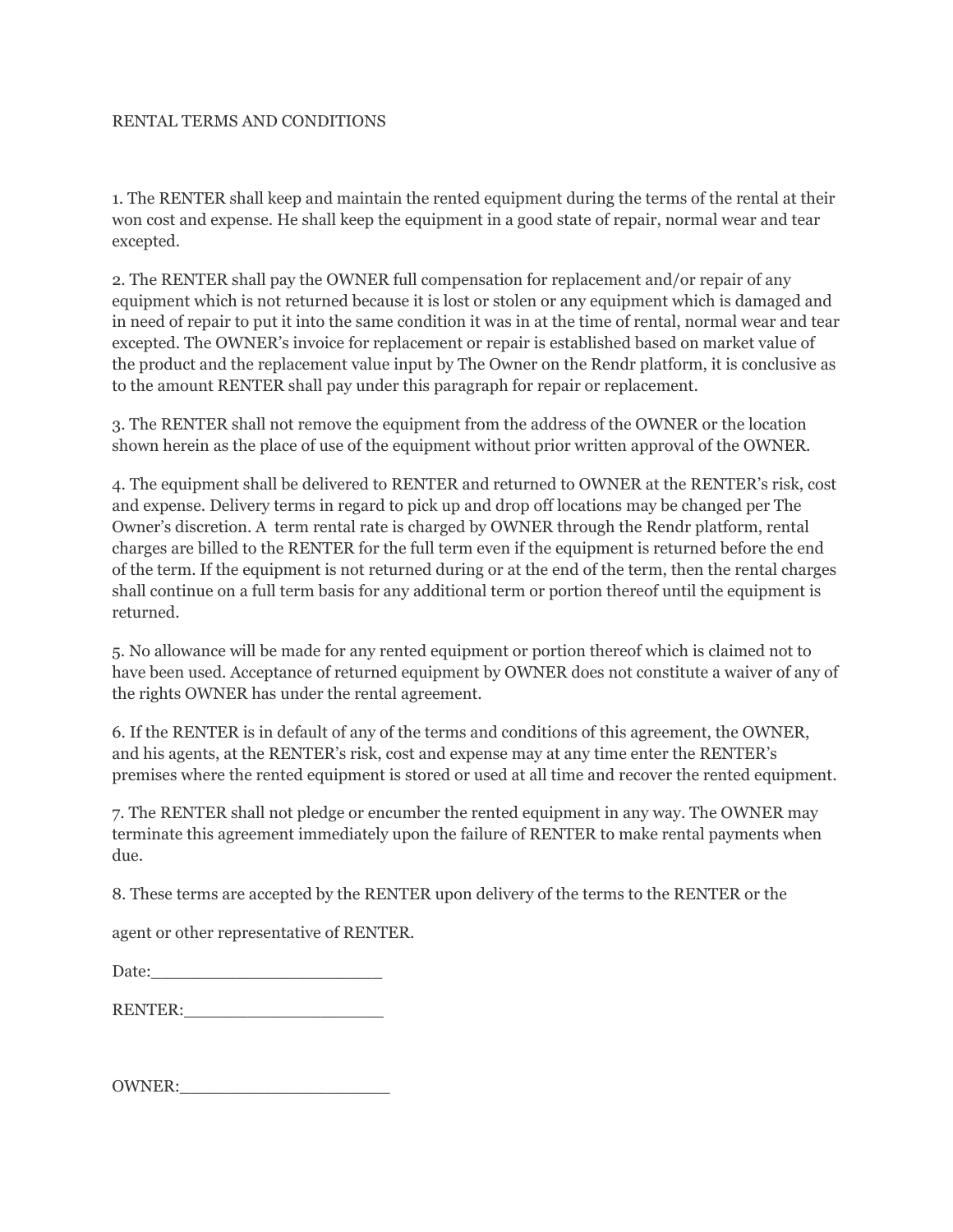RENTAL TERMS AND CONDITIONS

1. The RENTER shall keep and maintain the rented equipment during the terms of the rental at their won cost and expense. He shall keep the equipment in a good state of repair, normal wear and tear excepted.

2. The RENTER shall pay the OWNER full compensation for replacement and/or repair of any equipment which is not returned because it is lost or stolen or any equipment which is damaged and in need of repair to put it into the same condition it was in at the time of rental, normal wear and tear excepted. The OWNER's invoice for replacement or repair is established based on market value of the product and the replacement value input by The Owner on the Rendr platform, it is conclusive as to the amount RENTER shall pay under this paragraph for repair or replacement.

3. The RENTER shall not remove the equipment from the address of the OWNER or the location shown herein as the place of use of the equipment without prior written approval of the OWNER.

4. The equipment shall be delivered to RENTER and returned to OWNER at the RENTER's risk, cost and expense. Delivery terms in regard to pick up and drop off locations may be changed per The Owner's discretion. A term rental rate is charged by OWNER through the Rendr platform, rental charges are billed to the RENTER for the full term even if the equipment is returned before the end of the term. If the equipment is not returned during or at the end of the term, then the rental charges shall continue on a full term basis for any additional term or portion thereof until the equipment is returned.

5. No allowance will be made for any rented equipment or portion thereof which is claimed not to have been used. Acceptance of returned equipment by OWNER does not constitute a waiver of any of the rights OWNER has under the rental agreement.

6. If the RENTER is in default of any of the terms and conditions of this agreement, the OWNER, and his agents, at the RENTER's risk, cost and expense may at any time enter the RENTER's premises where the rented equipment is stored or used at all time and recover the rented equipment.

7. The RENTER shall not pledge or encumber the rented equipment in any way. The OWNER may terminate this agreement immediately upon the failure of RENTER to make rental payments when due.

8. These terms are accepted by the RENTER upon delivery of the terms to the RENTER or the

agent or other representative of RENTER.

Date:_______________________

RENTER:____________________

OWNER:_____________________